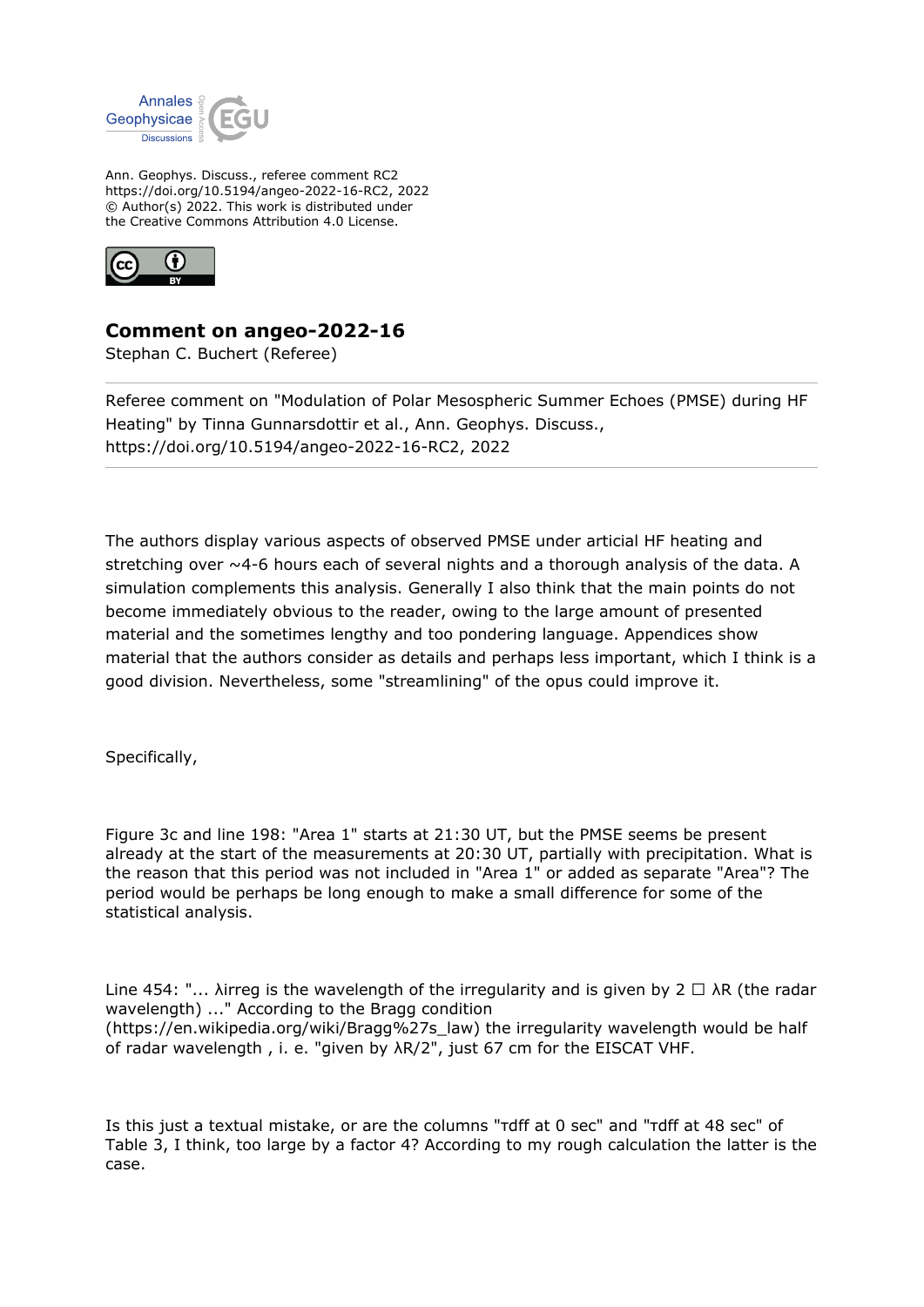Ann. Geophys. Discuss., referee comment RC2
https://doi.org/10.5194/angeo-2022-16-RC2, 2022
© Author(s) 2022. This work is distributed under
the Creative Commons Attribution 4.0 License.

## Comment on angeo-2022-16

Stephan C. Buchert (Referee)

---

Referee comment on "Modulation of Polar Mesospheric Summer Echoes (PMSE) during HF Heating" by Tinna Gunnarsdottir et al., Ann. Geophys. Discuss., https://doi.org/10.5194/angeo-2022-16-RC2, 2022

---

The authors display various aspects of observed PMSE under articial HF heating and stretching over ~4-6 hours each of several nights and a thorough analysis of the data. A simulation complements this analysis. Generally I also think that the main points do not become immediately obvious to the reader, owing to the large amount of presented material and the sometimes lengthy and too pondering language. Appendices show material that the authors consider as details and perhaps less important, which I think is a good division. Nevertheless, some "streamlining" of the opus could improve it.

Specifically,

Figure 3c and line 198: "Area 1" starts at 21:30 UT, but the PMSE seems be present already at the start of the measurements at 20:30 UT, partially with precipitation. What is the reason that this period was not included in "Area 1" or added as separate "Area"? The period would be perhaps be long enough to make a small difference for some of the statistical analysis.

Line 454: "... $\lambda$irreg is the wavelength of the irregularity and is given by 2 ☐ $\lambda$R (the radar wavelength) ..." According to the Bragg condition (https://en.wikipedia.org/wiki/Bragg%27s_law) the irregularity wavelength would be half of radar wavelength , i. e. "given by $\lambda$R/2", just 67 cm for the EISCAT VHF.

Is this just a textual mistake, or are the columns "$\tau$dff at 0 sec" and "$\tau$dff at 48 sec" of Table 3, I think, too large by a factor 4? According to my rough calculation the latter is the case.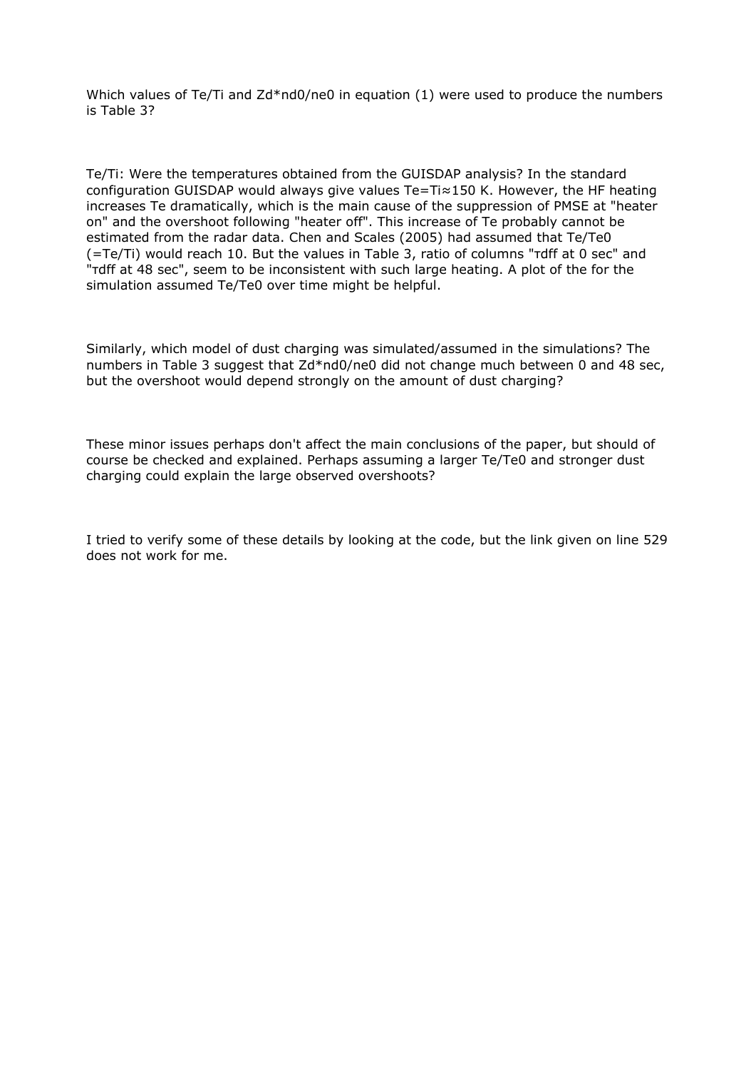Which values of $T_e/T_i$ and $Z_d*n_{d0}/n_{e0}$ in equation (1) were used to produce the numbers is Table 3?

$T_e/T_i$: Were the temperatures obtained from the GUISDAP analysis? In the standard configuration GUISDAP would always give values $T_e=T_i\approx150$ K. However, the HF heating increases $T_e$ dramatically, which is the main cause of the suppression of PMSE at "heater on" and the overshoot following "heater off". This increase of $T_e$ probably cannot be estimated from the radar data. Chen and Scales (2005) had assumed that $T_e/T_{e0}$ ($=T_e/T_i$) would reach 10. But the values in Table 3, ratio of columns "$\tau_{dff}$ at 0 sec" and "$\tau_{dff}$ at 48 sec", seem to be inconsistent with such large heating. A plot of the for the simulation assumed $T_e/T_{e0}$ over time might be helpful.

Similarly, which model of dust charging was simulated/assumed in the simulations? The numbers in Table 3 suggest that $Z_d*n_{d0}/n_{e0}$ did not change much between 0 and 48 sec, but the overshoot would depend strongly on the amount of dust charging?

These minor issues perhaps don't affect the main conclusions of the paper, but should of course be checked and explained. Perhaps assuming a larger $T_e/T_{e0}$ and stronger dust charging could explain the large observed overshoots?

I tried to verify some of these details by looking at the code, but the link given on line 529 does not work for me.